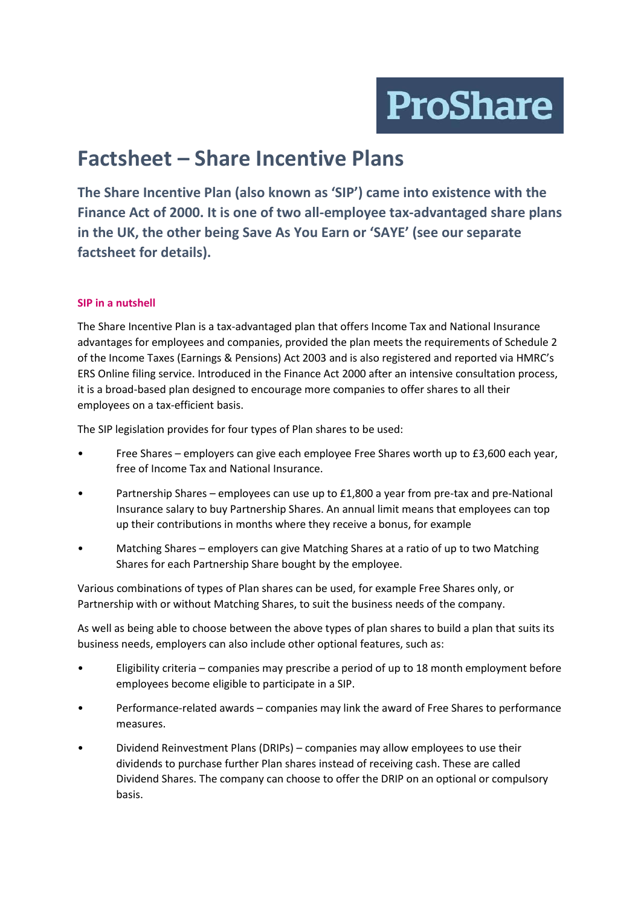ProShare

# Factsheet – Share Incentive Plans

**The Share Incentive Plan (also known as 'SIP') came into existence with the Finance Act of 2000. It is one of two all-employee tax-advantaged share plans in the UK, the other being Save As You Earn or 'SAYE' (see our separate factsheet for details).**

## SIP in a nutshell

The Share Incentive Plan is a tax-advantaged plan that offers Income Tax and National Insurance advantages for employees and companies, provided the plan meets the requirements of Schedule 2 of the Income Taxes (Earnings & Pensions) Act 2003 and is also registered and reported via HMRC's ERS Online filing service. Introduced in the Finance Act 2000 after an intensive consultation process, it is a broad-based plan designed to encourage more companies to offer shares to all their employees on a tax-efficient basis.

The SIP legislation provides for four types of Plan shares to be used:

- Free Shares – employers can give each employee Free Shares worth up to £3,600 each year, free of Income Tax and National Insurance.
- Partnership Shares – employees can use up to £1,800 a year from pre-tax and pre-National Insurance salary to buy Partnership Shares. An annual limit means that employees can top up their contributions in months where they receive a bonus, for example
- Matching Shares – employers can give Matching Shares at a ratio of up to two Matching Shares for each Partnership Share bought by the employee.

Various combinations of types of Plan shares can be used, for example Free Shares only, or Partnership with or without Matching Shares, to suit the business needs of the company.

As well as being able to choose between the above types of plan shares to build a plan that suits its business needs, employers can also include other optional features, such as:

- Eligibility criteria – companies may prescribe a period of up to 18 month employment before employees become eligible to participate in a SIP.
- Performance-related awards – companies may link the award of Free Shares to performance measures.
- Dividend Reinvestment Plans (DRIPs) – companies may allow employees to use their dividends to purchase further Plan shares instead of receiving cash. These are called Dividend Shares. The company can choose to offer the DRIP on an optional or compulsory basis.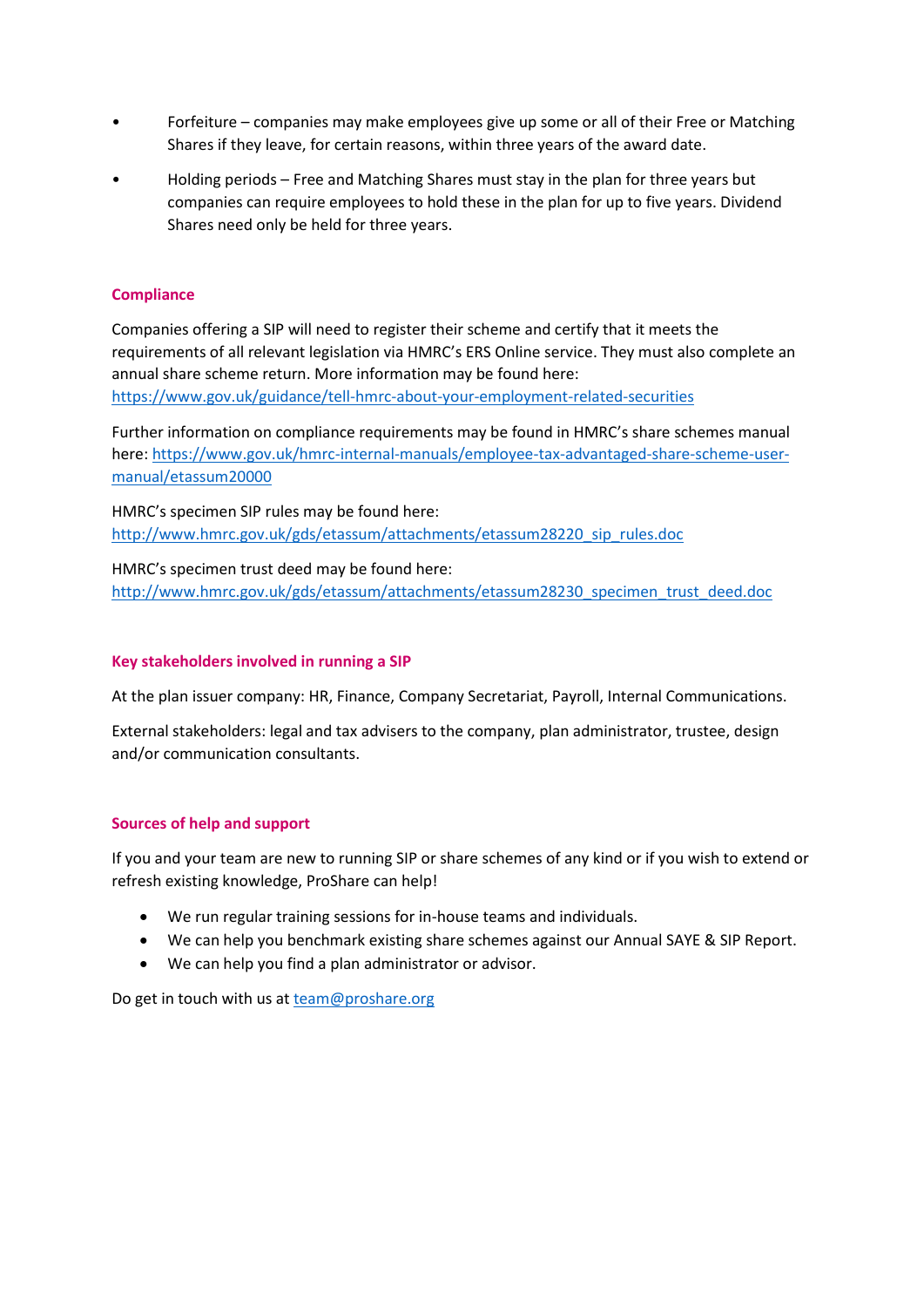- Forfeiture – companies may make employees give up some or all of their Free or Matching Shares if they leave, for certain reasons, within three years of the award date.
- Holding periods – Free and Matching Shares must stay in the plan for three years but companies can require employees to hold these in the plan for up to five years. Dividend Shares need only be held for three years.

## Compliance

Companies offering a SIP will need to register their scheme and certify that it meets the requirements of all relevant legislation via HMRC's ERS Online service. They must also complete an annual share scheme return. More information may be found here: [https://www.gov.uk/guidance/tell-hmrc-about-your-employment-related-securities](https://www.gov.uk/guidance/tell-hmrc-about-your-employment-related-securities)

Further information on compliance requirements may be found in HMRC's share schemes manual here: [https://www.gov.uk/hmrc-internal-manuals/employee-tax-advantaged-share-scheme-user-manual/etassum20000](https://www.gov.uk/hmrc-internal-manuals/employee-tax-advantaged-share-scheme-user-manual/etassum20000)

HMRC's specimen SIP rules may be found here: [http://www.hmrc.gov.uk/gds/etassum/attachments/etassum28220_sip_rules.doc](http://www.hmrc.gov.uk/gds/etassum/attachments/etassum28220_sip_rules.doc)

HMRC's specimen trust deed may be found here: [http://www.hmrc.gov.uk/gds/etassum/attachments/etassum28230_specimen_trust_deed.doc](http://www.hmrc.gov.uk/gds/etassum/attachments/etassum28230_specimen_trust_deed.doc)

## Key stakeholders involved in running a SIP

At the plan issuer company: HR, Finance, Company Secretariat, Payroll, Internal Communications.

External stakeholders: legal and tax advisers to the company, plan administrator, trustee, design and/or communication consultants.

## Sources of help and support

If you and your team are new to running SIP or share schemes of any kind or if you wish to extend or refresh existing knowledge, ProShare can help!

- We run regular training sessions for in-house teams and individuals.
- We can help you benchmark existing share schemes against our Annual SAYE & SIP Report.
- We can help you find a plan administrator or advisor.

Do get in touch with us at [team@proshare.org](mailto:team@proshare.org)